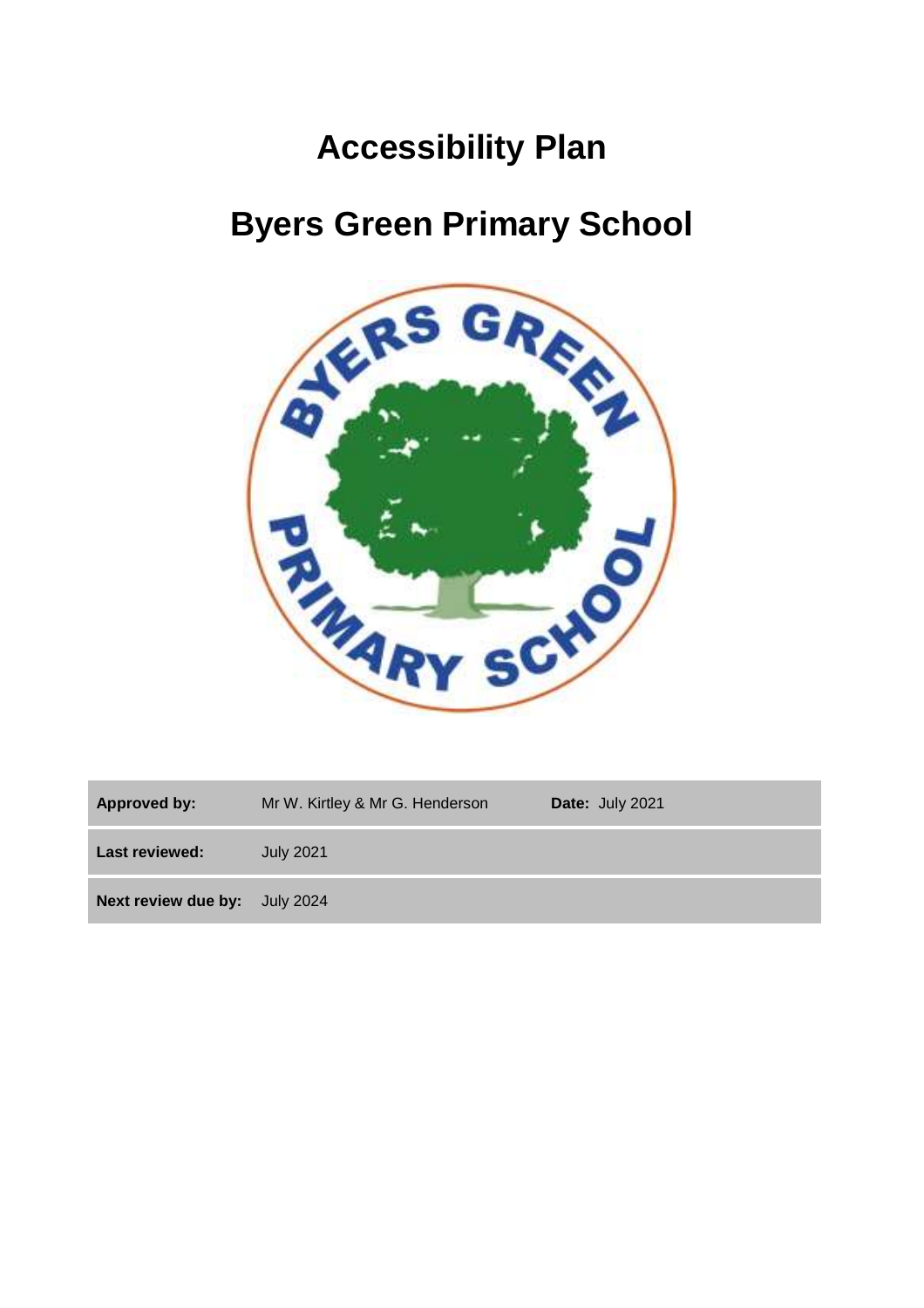# Accessibility Plan

# Byers Green Primary School

| | | | |
|---|---|---|---|
| **Approved by:** | Mr W. Kirtley & Mr G. Henderson | **Date:** July 2021 | |
| **Last reviewed:** | July 2021 | | |
| **Next review due by:** | July 2024 | | |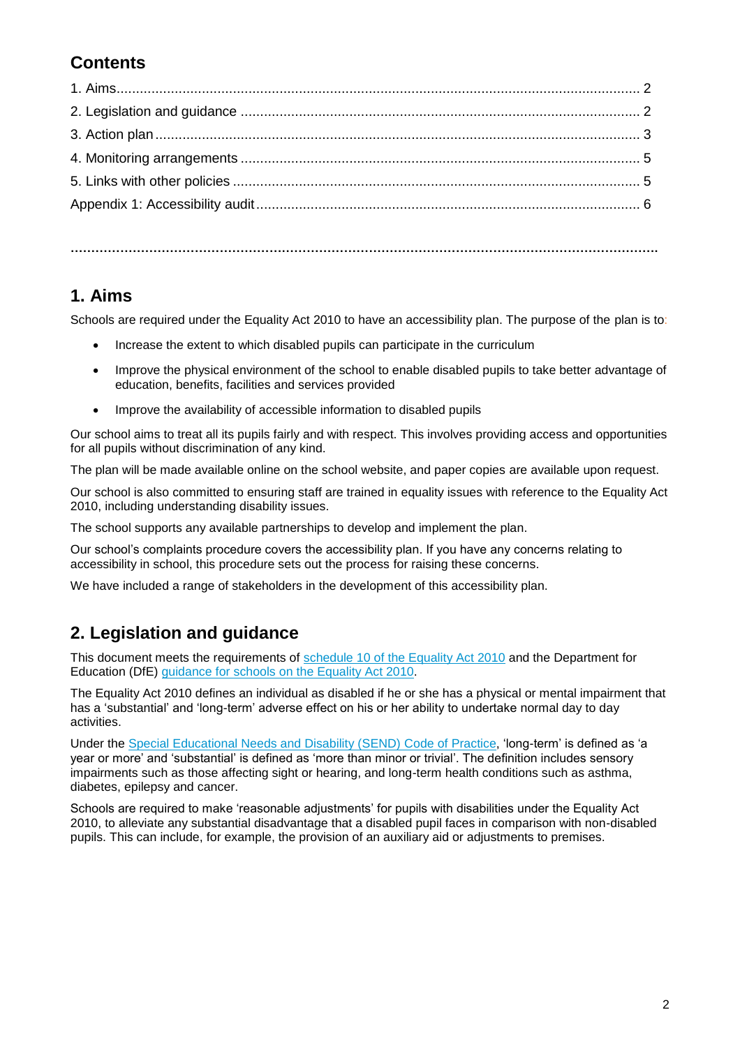## Contents

1. Aims ........................................................................................................................ 2
2. Legislation and guidance ....................................................................................... 2
3. Action plan ............................................................................................................. 3
4. Monitoring arrangements ...................................................................................... 5
5. Links with other policies ........................................................................................ 5

Appendix 1: Accessibility audit .................................................................................. 6

…………………………………………………………………………………………………………………………

## 1. Aims

Schools are required under the Equality Act 2010 to have an accessibility plan. The purpose of the plan is to:

- Increase the extent to which disabled pupils can participate in the curriculum
- Improve the physical environment of the school to enable disabled pupils to take better advantage of education, benefits, facilities and services provided
- Improve the availability of accessible information to disabled pupils

Our school aims to treat all its pupils fairly and with respect. This involves providing access and opportunities for all pupils without discrimination of any kind.

The plan will be made available online on the school website, and paper copies are available upon request.

Our school is also committed to ensuring staff are trained in equality issues with reference to the Equality Act 2010, including understanding disability issues.

The school supports any available partnerships to develop and implement the plan.

Our school's complaints procedure covers the accessibility plan. If you have any concerns relating to accessibility in school, this procedure sets out the process for raising these concerns.

We have included a range of stakeholders in the development of this accessibility plan.

## 2. Legislation and guidance

This document meets the requirements of schedule 10 of the Equality Act 2010 and the Department for Education (DfE) guidance for schools on the Equality Act 2010.

The Equality Act 2010 defines an individual as disabled if he or she has a physical or mental impairment that has a 'substantial' and 'long-term' adverse effect on his or her ability to undertake normal day to day activities.

Under the Special Educational Needs and Disability (SEND) Code of Practice, 'long-term' is defined as 'a year or more' and 'substantial' is defined as 'more than minor or trivial'. The definition includes sensory impairments such as those affecting sight or hearing, and long-term health conditions such as asthma, diabetes, epilepsy and cancer.

Schools are required to make 'reasonable adjustments' for pupils with disabilities under the Equality Act 2010, to alleviate any substantial disadvantage that a disabled pupil faces in comparison with non-disabled pupils. This can include, for example, the provision of an auxiliary aid or adjustments to premises.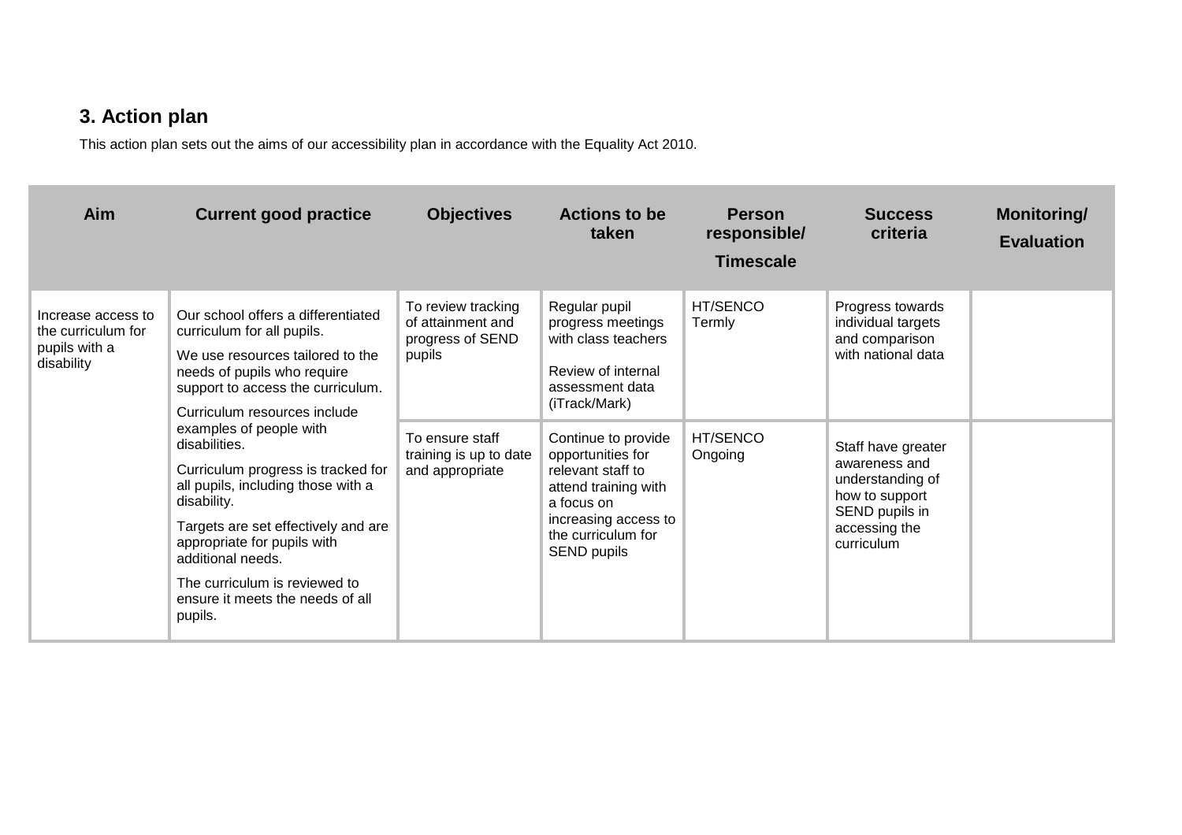## 3. Action plan

This action plan sets out the aims of our accessibility plan in accordance with the Equality Act 2010.

| Aim | Current good practice | Objectives | Actions to be taken | Person responsible/ Timescale | Success criteria | Monitoring/ Evaluation |
|---|---|---|---|---|---|---|
| Increase access to the curriculum for pupils with a disability | Our school offers a differentiated curriculum for all pupils. We use resources tailored to the needs of pupils who require support to access the curriculum. Curriculum resources include examples of people with disabilities. Curriculum progress is tracked for all pupils, including those with a disability. Targets are set effectively and are appropriate for pupils with additional needs. The curriculum is reviewed to ensure it meets the needs of all pupils. | To review tracking of attainment and progress of SEND pupils | Regular pupil progress meetings with class teachers<br>Review of internal assessment data (iTrack/Mark) | HT/SENCO<br>Termly | Progress towards individual targets and comparison with national data | |
| | | To ensure staff training is up to date and appropriate | Continue to provide opportunities for relevant staff to attend training with a focus on increasing access to the curriculum for SEND pupils | HT/SENCO<br>Ongoing | Staff have greater awareness and understanding of how to support SEND pupils in accessing the curriculum | |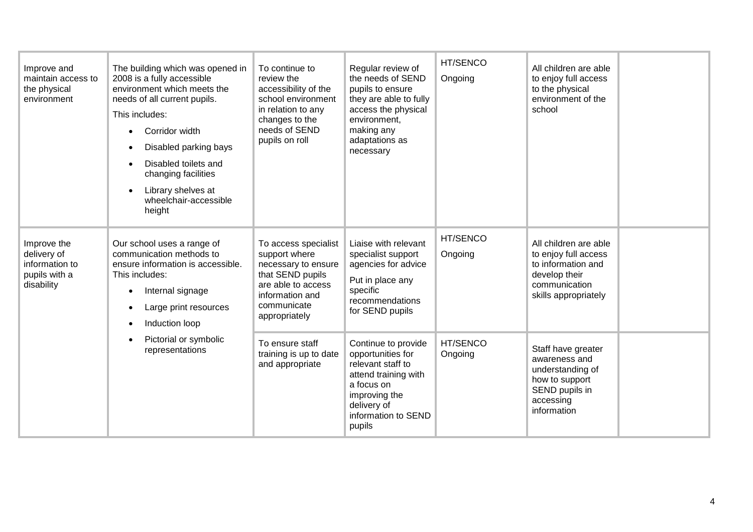| | | | | | | |
|---|---|---|---|---|---|---|
| Improve and maintain access to the physical environment | The building which was opened in 2008 is a fully accessible environment which meets the needs of all current pupils.<br>This includes:<br>• Corridor width<br>• Disabled parking bays<br>• Disabled toilets and changing facilities<br>• Library shelves at wheelchair-accessible height | To continue to review the accessibility of the school environment in relation to any changes to the needs of SEND pupils on roll | Regular review of the needs of SEND pupils to ensure they are able to fully access the physical environment, making any adaptations as necessary | HT/SENCO<br>Ongoing | All children are able to enjoy full access to the physical environment of the school | |
| Improve the delivery of information to pupils with a disability | Our school uses a range of communication methods to ensure information is accessible. This includes:<br>• Internal signage<br>• Large print resources<br>• Induction loop<br>• Pictorial or symbolic representations | To access specialist support where necessary to ensure that SEND pupils are able to access information and communicate appropriately | Liaise with relevant specialist support agencies for advice<br>Put in place any specific recommendations for SEND pupils | HT/SENCO<br>Ongoing | All children are able to enjoy full access to information and develop their communication skills appropriately | |
| | | To ensure staff training is up to date and appropriate | Continue to provide opportunities for relevant staff to attend training with a focus on improving the delivery of information to SEND pupils | HT/SENCO<br>Ongoing | Staff have greater awareness and understanding of how to support SEND pupils in accessing information | |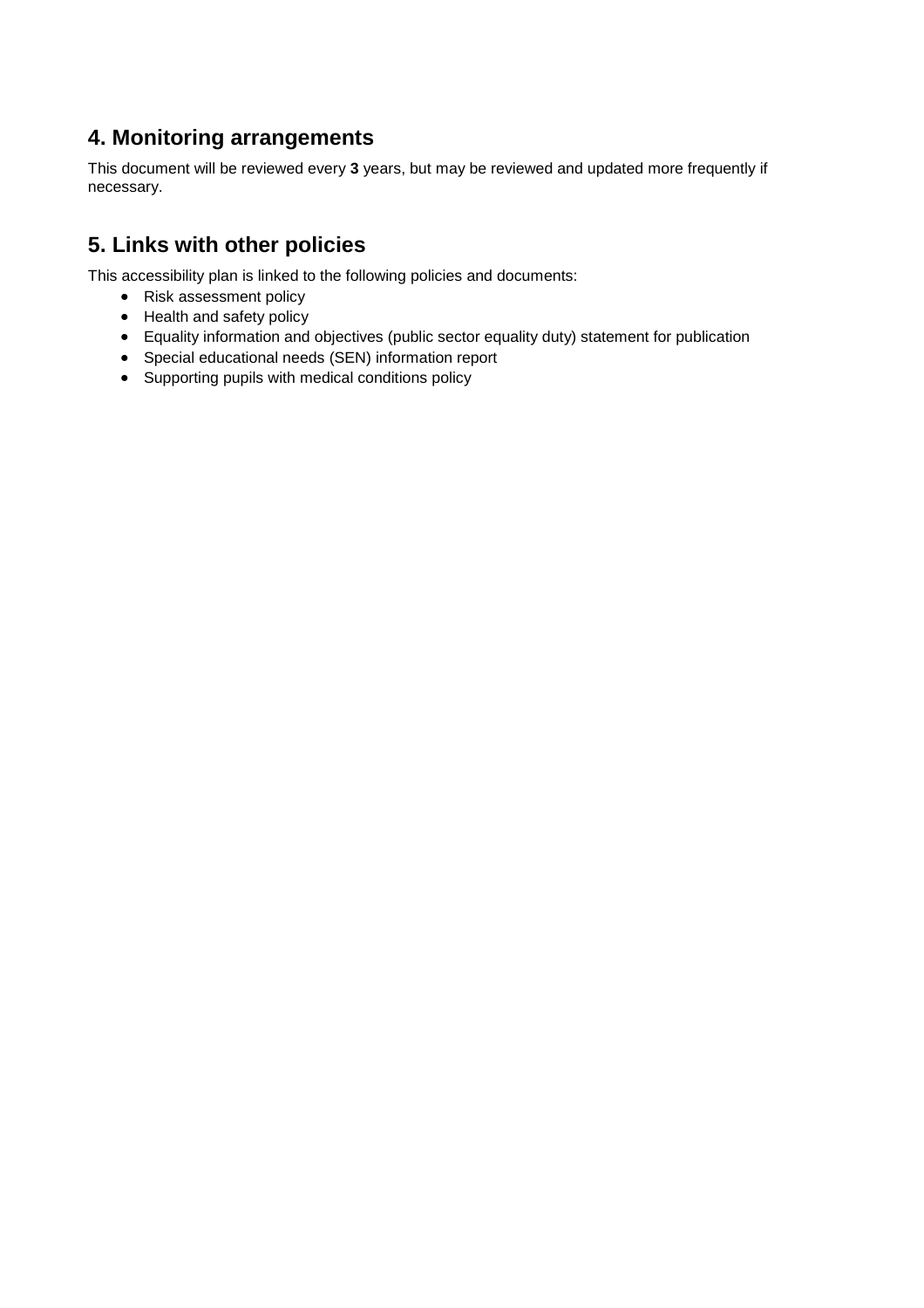## 4. Monitoring arrangements

This document will be reviewed every **3** years, but may be reviewed and updated more frequently if necessary.

## 5. Links with other policies

This accessibility plan is linked to the following policies and documents:

- Risk assessment policy
- Health and safety policy
- Equality information and objectives (public sector equality duty) statement for publication
- Special educational needs (SEN) information report
- Supporting pupils with medical conditions policy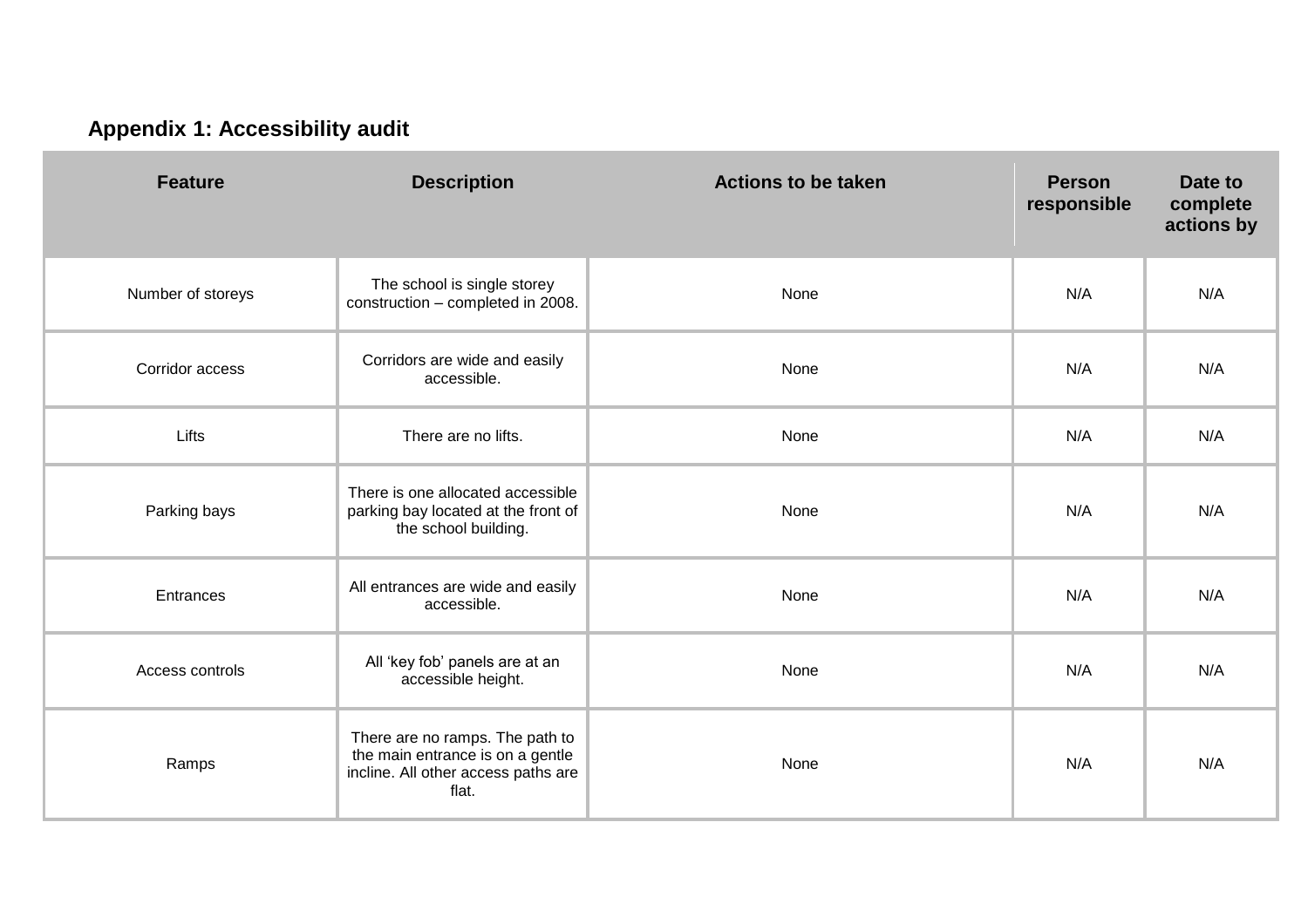## Appendix 1: Accessibility audit

| Feature | Description | Actions to be taken | Person responsible | Date to complete actions by |
|---|---|---|---|---|
| Number of storeys | The school is single storey construction – completed in 2008. | None | N/A | N/A |
| Corridor access | Corridors are wide and easily accessible. | None | N/A | N/A |
| Lifts | There are no lifts. | None | N/A | N/A |
| Parking bays | There is one allocated accessible parking bay located at the front of the school building. | None | N/A | N/A |
| Entrances | All entrances are wide and easily accessible. | None | N/A | N/A |
| Access controls | All 'key fob' panels are at an accessible height. | None | N/A | N/A |
| Ramps | There are no ramps. The path to the main entrance is on a gentle incline. All other access paths are flat. | None | N/A | N/A |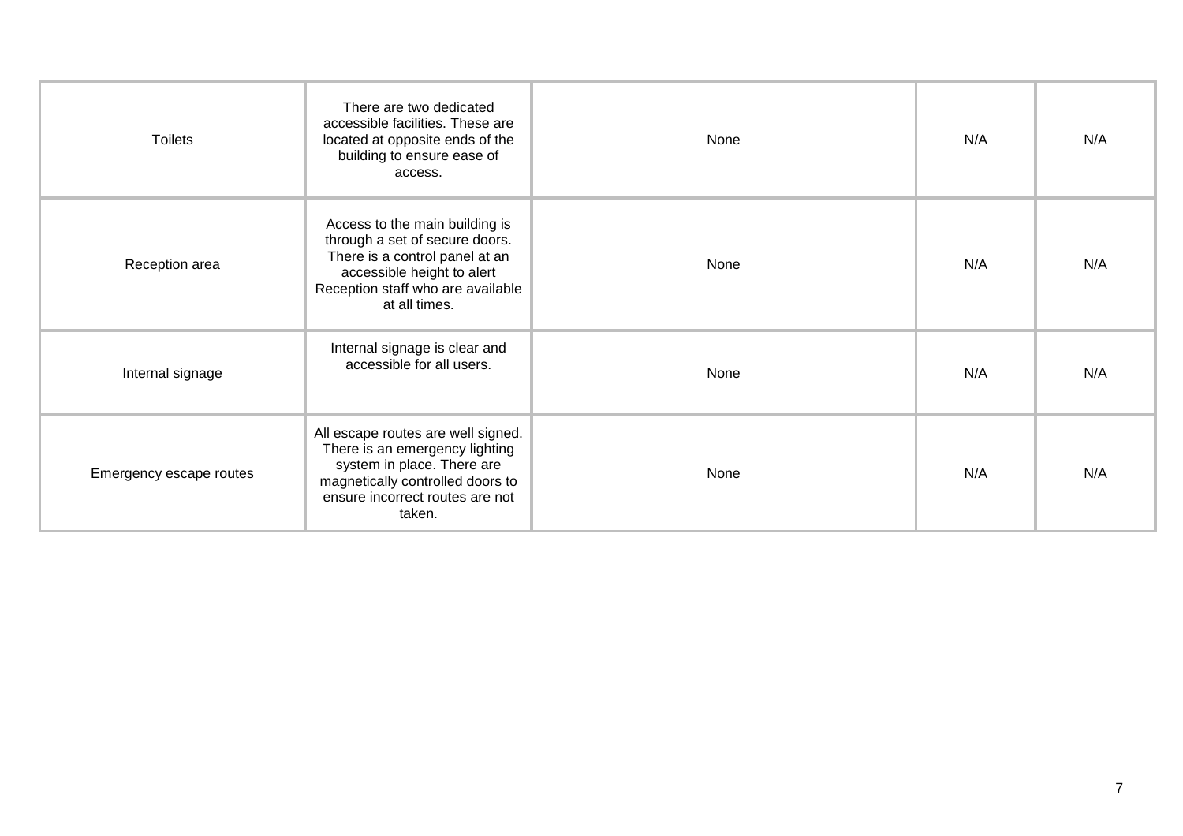| | | | | |
|---|---|---|---|---|
| Toilets | There are two dedicated accessible facilities. These are located at opposite ends of the building to ensure ease of access. | None | N/A | N/A |
| Reception area | Access to the main building is through a set of secure doors. There is a control panel at an accessible height to alert Reception staff who are available at all times. | None | N/A | N/A |
| Internal signage | Internal signage is clear and accessible for all users. | None | N/A | N/A |
| Emergency escape routes | All escape routes are well signed. There is an emergency lighting system in place. There are magnetically controlled doors to ensure incorrect routes are not taken. | None | N/A | N/A |